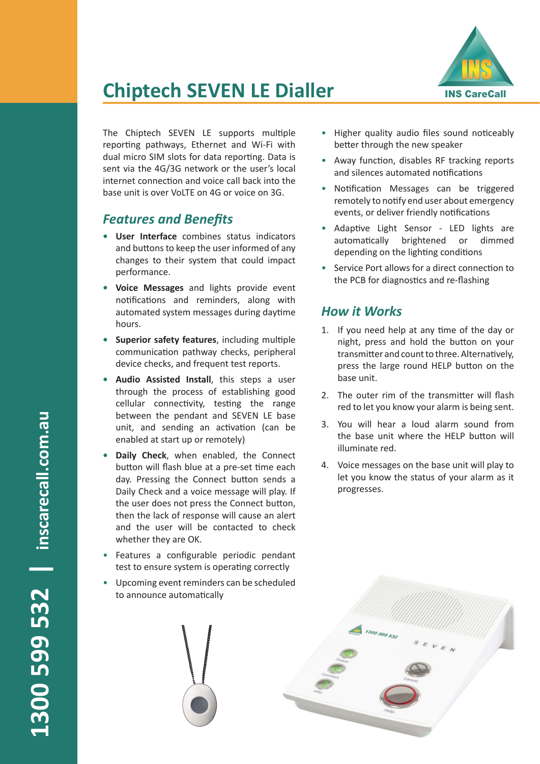# Chiptech SEVEN LE Dialler

INS CareCall

The Chiptech SEVEN LE supports multiple reporting pathways, Ethernet and Wi-Fi with dual micro SIM slots for data reporting. Data is sent via the 4G/3G network or the user's local internet connection and voice call back into the base unit is over VoLTE on 4G or voice on 3G.

## *Features and Benefits*

- **User Interface** combines status indicators and buttons to keep the user informed of any changes to their system that could impact performance.
- **Voice Messages** and lights provide event notifications and reminders, along with automated system messages during daytime hours.
- **Superior safety features**, including multiple communication pathway checks, peripheral device checks, and frequent test reports.
- **Audio Assisted Install**, this steps a user through the process of establishing good cellular connectivity, testing the range between the pendant and SEVEN LE base unit, and sending an activation (can be enabled at start up or remotely)
- **Daily Check**, when enabled, the Connect button will flash blue at a pre-set time each day. Pressing the Connect button sends a Daily Check and a voice message will play. If the user does not press the Connect button, then the lack of response will cause an alert and the user will be contacted to check whether they are OK.
- Features a configurable periodic pendant test to ensure system is operating correctly
- Upcoming event reminders can be scheduled to announce automatically
- Higher quality audio files sound noticeably better through the new speaker
- Away function, disables RF tracking reports and silences automated notifications
- Notification Messages can be triggered remotely to notify end user about emergency events, or deliver friendly notifications
- Adaptive Light Sensor - LED lights are automatically brightened or dimmed depending on the lighting conditions
- Service Port allows for a direct connection to the PCB for diagnostics and re-flashing

## *How it Works*

1. If you need help at any time of the day or night, press and hold the button on your transmitter and count to three. Alternatively, press the large round HELP button on the base unit.
2. The outer rim of the transmitter will flash red to let you know your alarm is being sent.
3. You will hear a loud alarm sound from the base unit where the HELP button will illuminate red.
4. Voice messages on the base unit will play to let you know the status of your alarm as it progresses.

1300 599 532 | inscarecall.com.au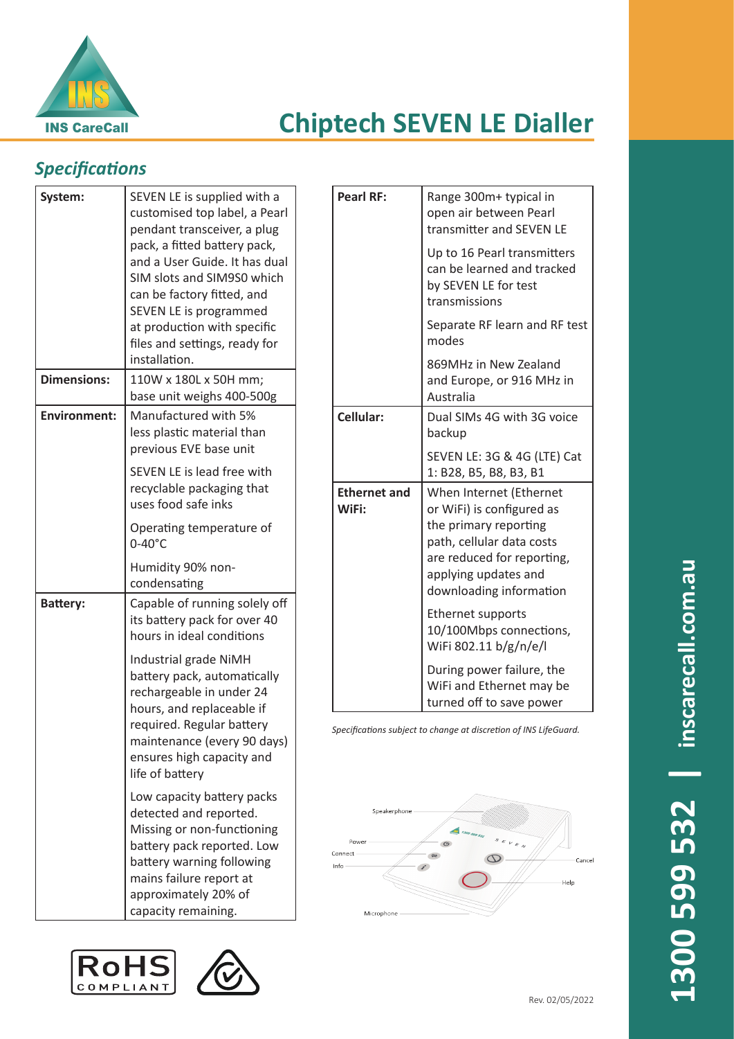# Chiptech SEVEN LE Dialler

## *Specifications*

| | |
|---|---|
| **System:** | SEVEN LE is supplied with a customised top label, a Pearl pendant transceiver, a plug pack, a fitted battery pack, and a User Guide. It has dual SIM slots and SIM9S0 which can be factory fitted, and SEVEN LE is programmed at production with specific files and settings, ready for installation. |
| **Dimensions:** | 110W x 180L x 50H mm; base unit weighs 400-500g |
| **Environment:** | Manufactured with 5% less plastic material than previous EVE base unit<br><br>SEVEN LE is lead free with recyclable packaging that uses food safe inks<br><br>Operating temperature of 0-40°C<br><br>Humidity 90% non-condensating |
| **Battery:** | Capable of running solely off its battery pack for over 40 hours in ideal conditions<br><br>Industrial grade NiMH battery pack, automatically rechargeable in under 24 hours, and replaceable if required. Regular battery maintenance (every 90 days) ensures high capacity and life of battery<br><br>Low capacity battery packs detected and reported. Missing or non-functioning battery pack reported. Low battery warning following mains failure report at approximately 20% of capacity remaining. |
| **Pearl RF:** | Range 300m+ typical in open air between Pearl transmitter and SEVEN LE<br><br>Up to 16 Pearl transmitters can be learned and tracked by SEVEN LE for test transmissions<br><br>Separate RF learn and RF test modes<br><br>869MHz in New Zealand and Europe, or 916 MHz in Australia |
| **Cellular:** | Dual SIMs 4G with 3G voice backup<br><br>SEVEN LE: 3G & 4G (LTE) Cat 1: B28, B5, B8, B3, B1 |
| **Ethernet and WiFi:** | When Internet (Ethernet or WiFi) is configured as the primary reporting path, cellular data costs are reduced for reporting, applying updates and downloading information<br><br>Ethernet supports 10/100Mbps connections, WiFi 802.11 b/g/n/e/I<br><br>During power failure, the WiFi and Ethernet may be turned off to save power |

*Specifications subject to change at discretion of INS LifeGuard.*

Speakerphone
Power
Connect
Info
Cancel
Help
Microphone

RoHS COMPLIANT

Rev. 02/05/2022

1300 599 532 | inscarecall.com.au